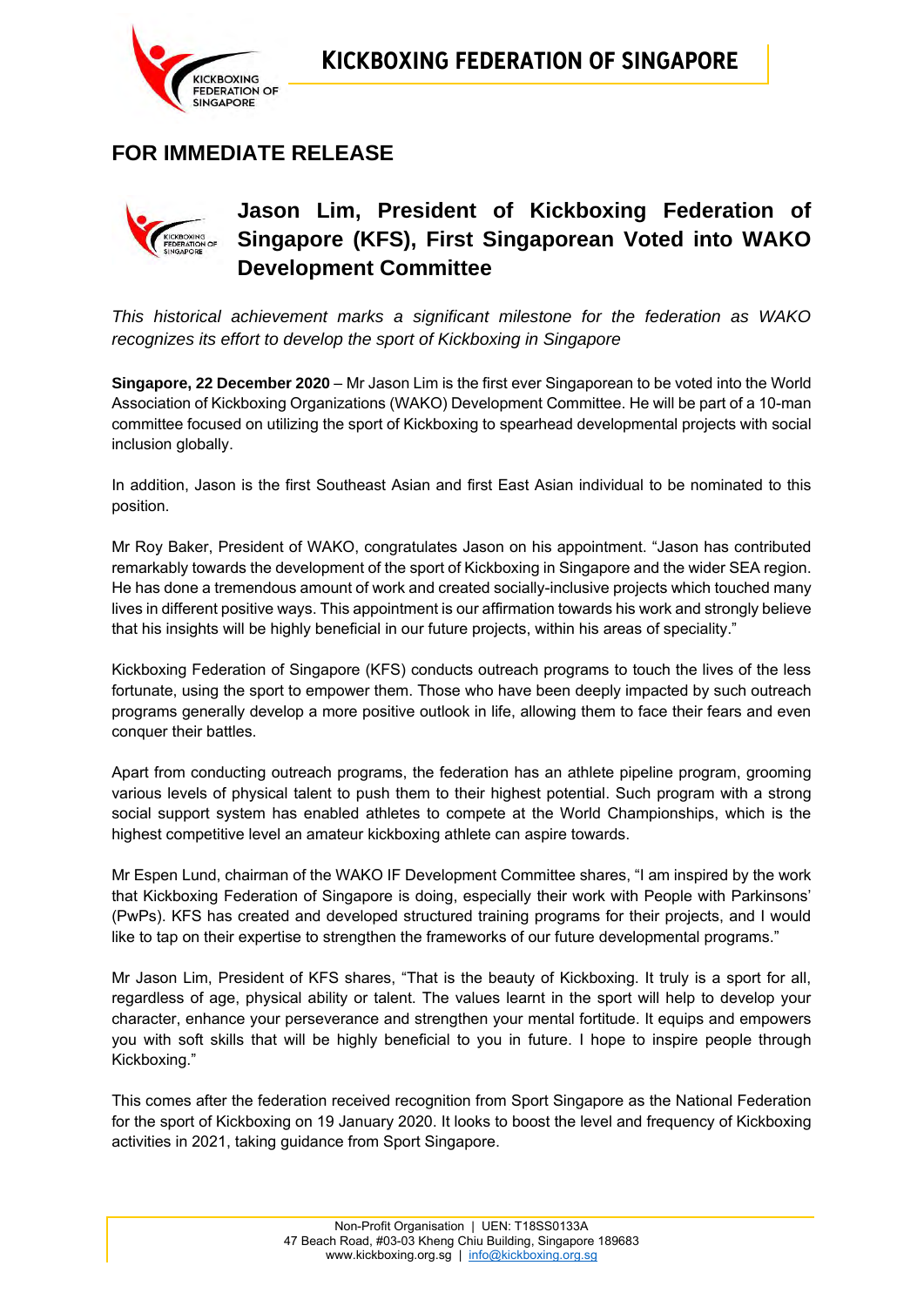# KICKBOXING FEDERATION OF SINGAPORE

## FOR IMMEDIATE RELEASE

## Jason Lim, President of Kickboxing Federation of Singapore (KFS), First Singaporean Voted into WAKO Development Committee

*This historical achievement marks a significant milestone for the federation as WAKO recognizes its effort to develop the sport of Kickboxing in Singapore*

**Singapore, 22 December 2020** – Mr Jason Lim is the first ever Singaporean to be voted into the World Association of Kickboxing Organizations (WAKO) Development Committee. He will be part of a 10-man committee focused on utilizing the sport of Kickboxing to spearhead developmental projects with social inclusion globally.

In addition, Jason is the first Southeast Asian and first East Asian individual to be nominated to this position.

Mr Roy Baker, President of WAKO, congratulates Jason on his appointment. "Jason has contributed remarkably towards the development of the sport of Kickboxing in Singapore and the wider SEA region. He has done a tremendous amount of work and created socially-inclusive projects which touched many lives in different positive ways. This appointment is our affirmation towards his work and strongly believe that his insights will be highly beneficial in our future projects, within his areas of speciality."

Kickboxing Federation of Singapore (KFS) conducts outreach programs to touch the lives of the less fortunate, using the sport to empower them. Those who have been deeply impacted by such outreach programs generally develop a more positive outlook in life, allowing them to face their fears and even conquer their battles.

Apart from conducting outreach programs, the federation has an athlete pipeline program, grooming various levels of physical talent to push them to their highest potential. Such program with a strong social support system has enabled athletes to compete at the World Championships, which is the highest competitive level an amateur kickboxing athlete can aspire towards.

Mr Espen Lund, chairman of the WAKO IF Development Committee shares, "I am inspired by the work that Kickboxing Federation of Singapore is doing, especially their work with People with Parkinsons' (PwPs). KFS has created and developed structured training programs for their projects, and I would like to tap on their expertise to strengthen the frameworks of our future developmental programs."

Mr Jason Lim, President of KFS shares, "That is the beauty of Kickboxing. It truly is a sport for all, regardless of age, physical ability or talent. The values learnt in the sport will help to develop your character, enhance your perseverance and strengthen your mental fortitude. It equips and empowers you with soft skills that will be highly beneficial to you in future. I hope to inspire people through Kickboxing."

This comes after the federation received recognition from Sport Singapore as the National Federation for the sport of Kickboxing on 19 January 2020. It looks to boost the level and frequency of Kickboxing activities in 2021, taking guidance from Sport Singapore.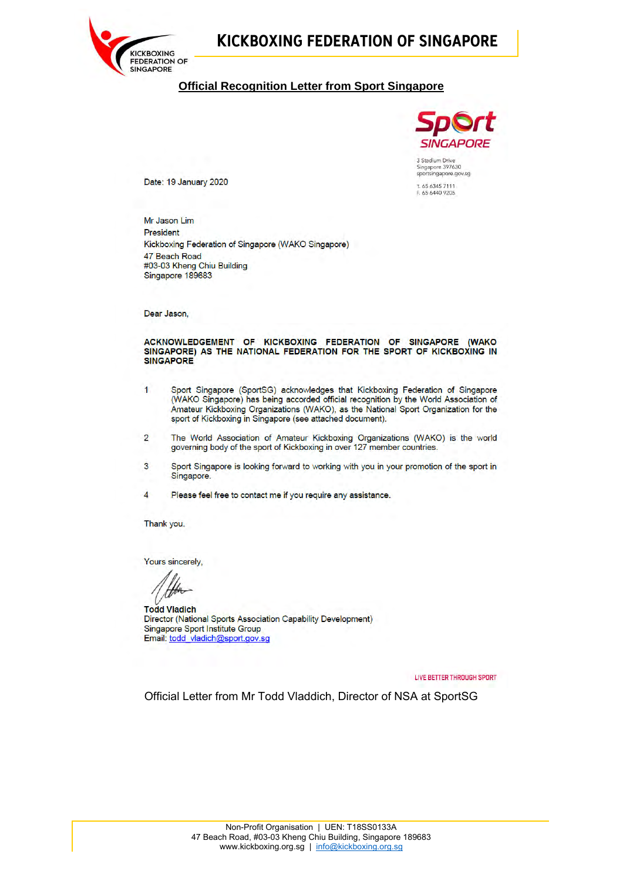## Official Recognition Letter from Sport Singapore

3 Stadium Drive
Singapore 397630
sportsingapore.gov.sg

T. 65 6345 7111
F. 65 6440 9205

Date: 19 January 2020

Mr Jason Lim
President
Kickboxing Federation of Singapore (WAKO Singapore)
47 Beach Road
#03-03 Kheng Chiu Building
Singapore 189683

Dear Jason,

**ACKNOWLEDGEMENT OF KICKBOXING FEDERATION OF SINGAPORE (WAKO SINGAPORE) AS THE NATIONAL FEDERATION FOR THE SPORT OF KICKBOXING IN SINGAPORE**

1 Sport Singapore (SportSG) acknowledges that Kickboxing Federation of Singapore (WAKO Singapore) has being accorded official recognition by the World Association of Amateur Kickboxing Organizations (WAKO), as the National Sport Organization for the sport of Kickboxing in Singapore (see attached document).

2 The World Association of Amateur Kickboxing Organizations (WAKO) is the world governing body of the sport of Kickboxing in over 127 member countries.

3 Sport Singapore is looking forward to working with you in your promotion of the sport in Singapore.

4 Please feel free to contact me if you require any assistance.

Thank you.

Yours sincerely,

**Todd Vladich**
Director (National Sports Association Capability Development)
Singapore Sport Institute Group
Email: todd_vladich@sport.gov.sg

LIVE BETTER THROUGH SPORT

Official Letter from Mr Todd Vladdich, Director of NSA at SportSG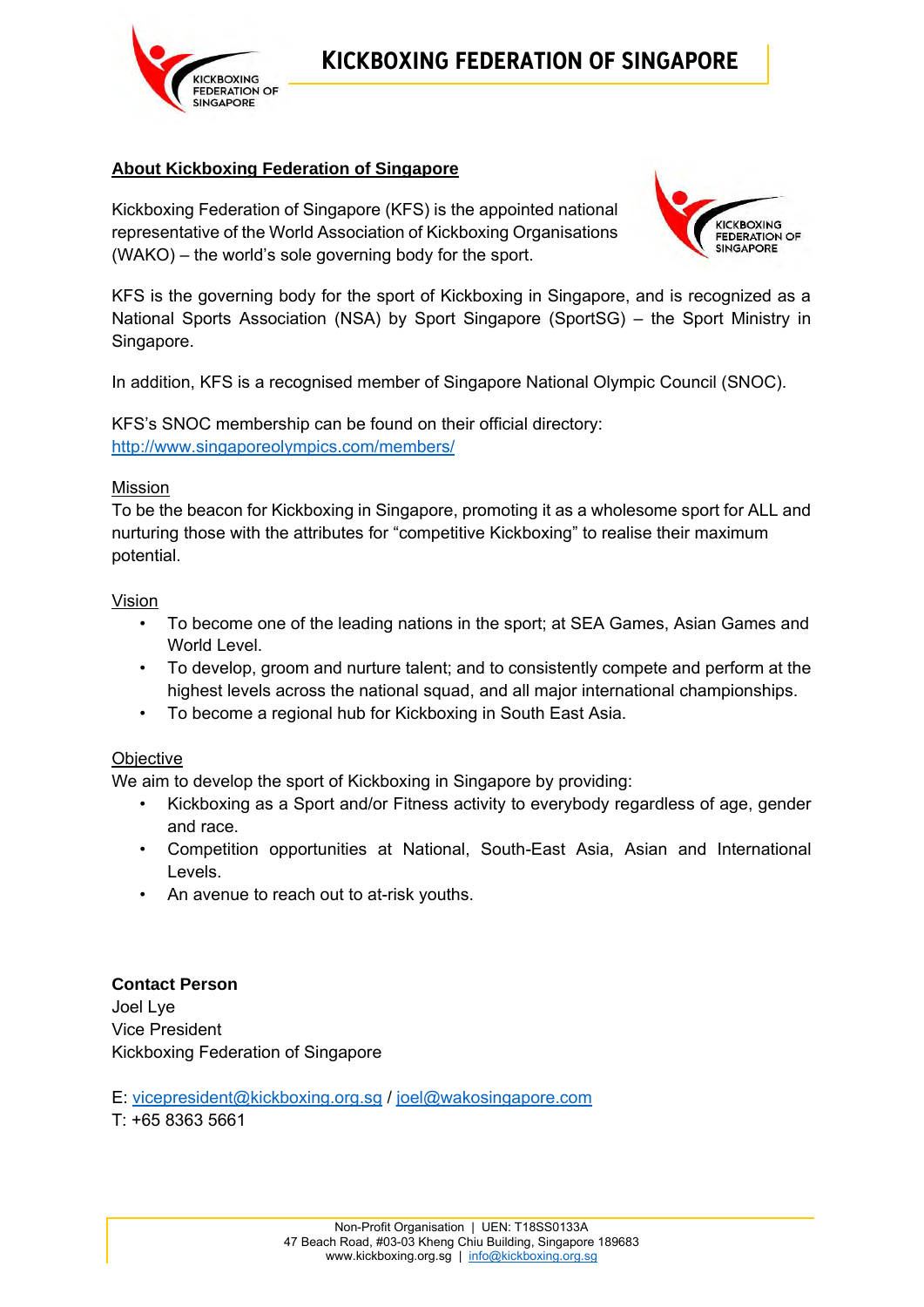## About Kickboxing Federation of Singapore

Kickboxing Federation of Singapore (KFS) is the appointed national representative of the World Association of Kickboxing Organisations (WAKO) – the world's sole governing body for the sport.

KFS is the governing body for the sport of Kickboxing in Singapore, and is recognized as a National Sports Association (NSA) by Sport Singapore (SportSG) – the Sport Ministry in Singapore.

In addition, KFS is a recognised member of Singapore National Olympic Council (SNOC).

KFS's SNOC membership can be found on their official directory:
http://www.singaporeolympics.com/members/

### Mission

To be the beacon for Kickboxing in Singapore, promoting it as a wholesome sport for ALL and nurturing those with the attributes for "competitive Kickboxing" to realise their maximum potential.

### Vision

- To become one of the leading nations in the sport; at SEA Games, Asian Games and World Level.
- To develop, groom and nurture talent; and to consistently compete and perform at the highest levels across the national squad, and all major international championships.
- To become a regional hub for Kickboxing in South East Asia.

### Objective

We aim to develop the sport of Kickboxing in Singapore by providing:

- Kickboxing as a Sport and/or Fitness activity to everybody regardless of age, gender and race.
- Competition opportunities at National, South-East Asia, Asian and International Levels.
- An avenue to reach out to at-risk youths.

**Contact Person**
Joel Lye
Vice President
Kickboxing Federation of Singapore

E: vicepresident@kickboxing.org.sg / joel@wakosingapore.com
T: +65 8363 5661

Non-Profit Organisation | UEN: T18SS0133A
47 Beach Road, #03-03 Kheng Chiu Building, Singapore 189683
www.kickboxing.org.sg | info@kickboxing.org.sg